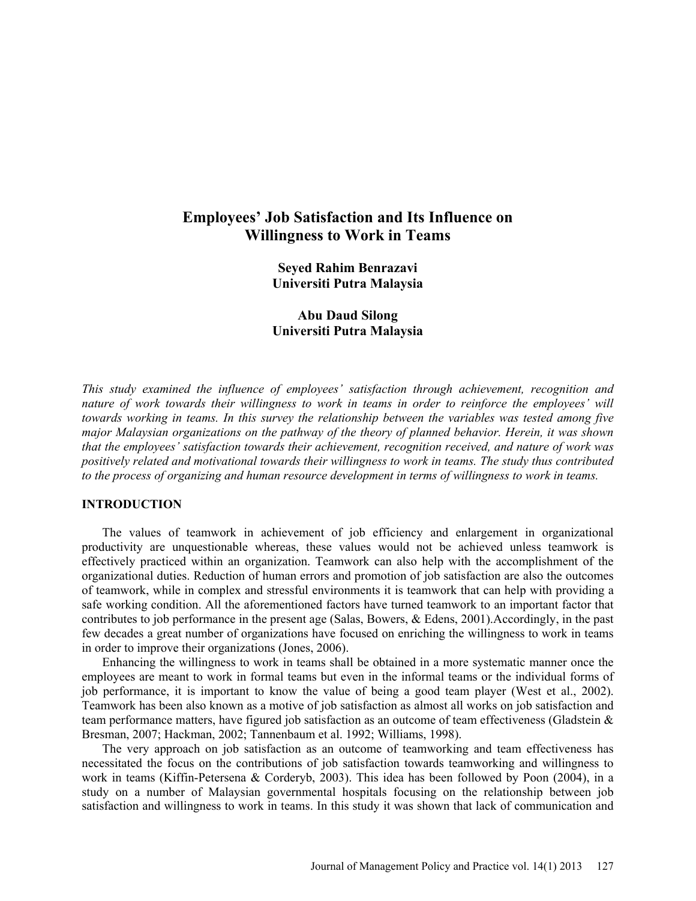# Employees' Job Satisfaction and Its Influence on Willingness to Work in Teams

**Seyed Rahim Benrazavi**
**Universiti Putra Malaysia**

**Abu Daud Silong**
**Universiti Putra Malaysia**

*This study examined the influence of employees' satisfaction through achievement, recognition and nature of work towards their willingness to work in teams in order to reinforce the employees' will towards working in teams. In this survey the relationship between the variables was tested among five major Malaysian organizations on the pathway of the theory of planned behavior. Herein, it was shown that the employees' satisfaction towards their achievement, recognition received, and nature of work was positively related and motivational towards their willingness to work in teams. The study thus contributed to the process of organizing and human resource development in terms of willingness to work in teams.*

## INTRODUCTION

The values of teamwork in achievement of job efficiency and enlargement in organizational productivity are unquestionable whereas, these values would not be achieved unless teamwork is effectively practiced within an organization. Teamwork can also help with the accomplishment of the organizational duties. Reduction of human errors and promotion of job satisfaction are also the outcomes of teamwork, while in complex and stressful environments it is teamwork that can help with providing a safe working condition. All the aforementioned factors have turned teamwork to an important factor that contributes to job performance in the present age (Salas, Bowers, & Edens, 2001).Accordingly, in the past few decades a great number of organizations have focused on enriching the willingness to work in teams in order to improve their organizations (Jones, 2006).

Enhancing the willingness to work in teams shall be obtained in a more systematic manner once the employees are meant to work in formal teams but even in the informal teams or the individual forms of job performance, it is important to know the value of being a good team player (West et al., 2002). Teamwork has been also known as a motive of job satisfaction as almost all works on job satisfaction and team performance matters, have figured job satisfaction as an outcome of team effectiveness (Gladstein & Bresman, 2007; Hackman, 2002; Tannenbaum et al. 1992; Williams, 1998).

The very approach on job satisfaction as an outcome of teamworking and team effectiveness has necessitated the focus on the contributions of job satisfaction towards teamworking and willingness to work in teams (Kiffin-Petersena & Corderyb, 2003). This idea has been followed by Poon (2004), in a study on a number of Malaysian governmental hospitals focusing on the relationship between job satisfaction and willingness to work in teams. In this study it was shown that lack of communication and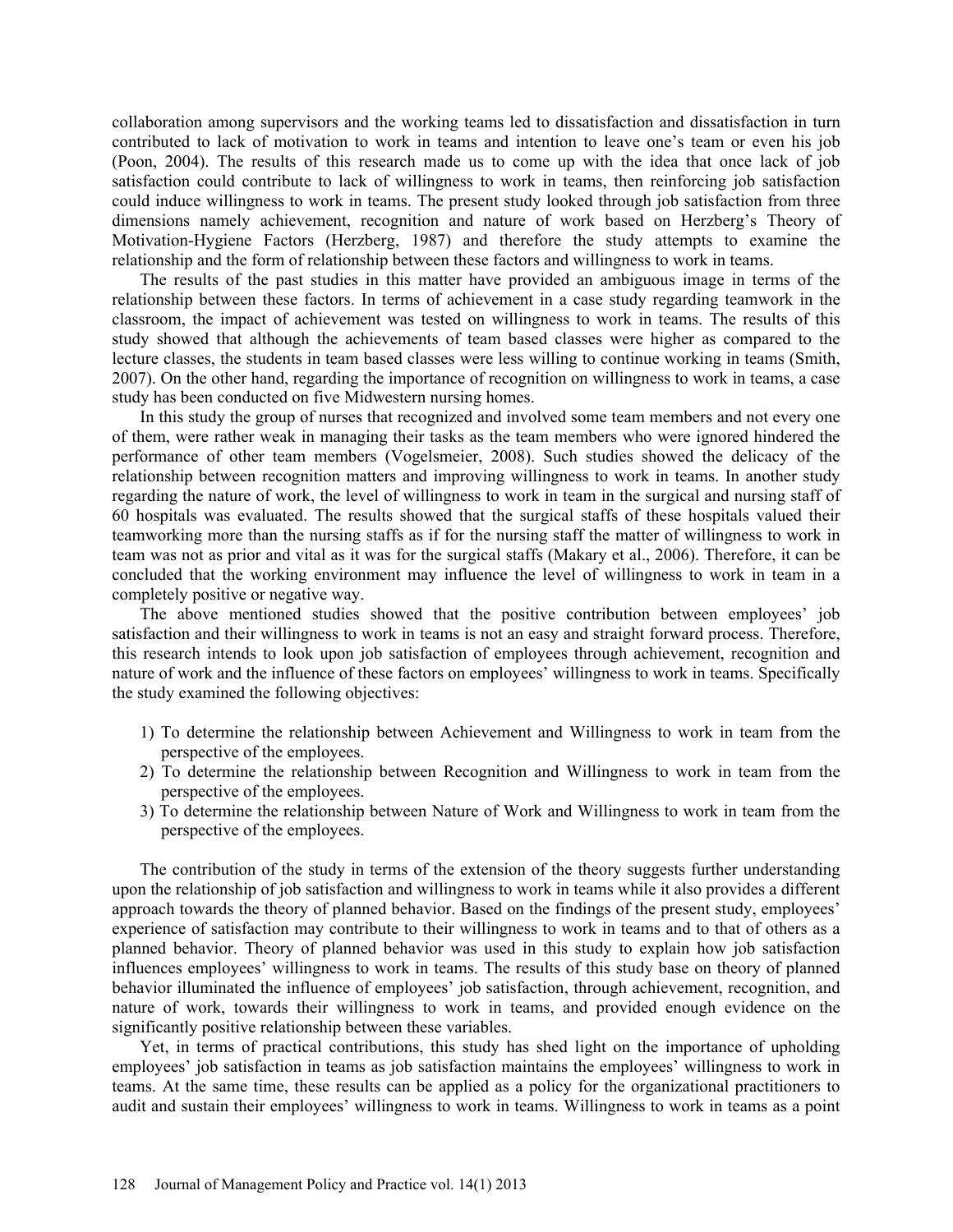collaboration among supervisors and the working teams led to dissatisfaction and dissatisfaction in turn contributed to lack of motivation to work in teams and intention to leave one's team or even his job (Poon, 2004). The results of this research made us to come up with the idea that once lack of job satisfaction could contribute to lack of willingness to work in teams, then reinforcing job satisfaction could induce willingness to work in teams. The present study looked through job satisfaction from three dimensions namely achievement, recognition and nature of work based on Herzberg's Theory of Motivation-Hygiene Factors (Herzberg, 1987) and therefore the study attempts to examine the relationship and the form of relationship between these factors and willingness to work in teams.

The results of the past studies in this matter have provided an ambiguous image in terms of the relationship between these factors. In terms of achievement in a case study regarding teamwork in the classroom, the impact of achievement was tested on willingness to work in teams. The results of this study showed that although the achievements of team based classes were higher as compared to the lecture classes, the students in team based classes were less willing to continue working in teams (Smith, 2007). On the other hand, regarding the importance of recognition on willingness to work in teams, a case study has been conducted on five Midwestern nursing homes.

In this study the group of nurses that recognized and involved some team members and not every one of them, were rather weak in managing their tasks as the team members who were ignored hindered the performance of other team members (Vogelsmeier, 2008). Such studies showed the delicacy of the relationship between recognition matters and improving willingness to work in teams. In another study regarding the nature of work, the level of willingness to work in team in the surgical and nursing staff of 60 hospitals was evaluated. The results showed that the surgical staffs of these hospitals valued their teamworking more than the nursing staffs as if for the nursing staff the matter of willingness to work in team was not as prior and vital as it was for the surgical staffs (Makary et al., 2006). Therefore, it can be concluded that the working environment may influence the level of willingness to work in team in a completely positive or negative way.

The above mentioned studies showed that the positive contribution between employees' job satisfaction and their willingness to work in teams is not an easy and straight forward process. Therefore, this research intends to look upon job satisfaction of employees through achievement, recognition and nature of work and the influence of these factors on employees' willingness to work in teams. Specifically the study examined the following objectives:

1) To determine the relationship between Achievement and Willingness to work in team from the perspective of the employees.
2) To determine the relationship between Recognition and Willingness to work in team from the perspective of the employees.
3) To determine the relationship between Nature of Work and Willingness to work in team from the perspective of the employees.

The contribution of the study in terms of the extension of the theory suggests further understanding upon the relationship of job satisfaction and willingness to work in teams while it also provides a different approach towards the theory of planned behavior. Based on the findings of the present study, employees' experience of satisfaction may contribute to their willingness to work in teams and to that of others as a planned behavior. Theory of planned behavior was used in this study to explain how job satisfaction influences employees' willingness to work in teams. The results of this study base on theory of planned behavior illuminated the influence of employees' job satisfaction, through achievement, recognition, and nature of work, towards their willingness to work in teams, and provided enough evidence on the significantly positive relationship between these variables.

Yet, in terms of practical contributions, this study has shed light on the importance of upholding employees' job satisfaction in teams as job satisfaction maintains the employees' willingness to work in teams. At the same time, these results can be applied as a policy for the organizational practitioners to audit and sustain their employees' willingness to work in teams. Willingness to work in teams as a point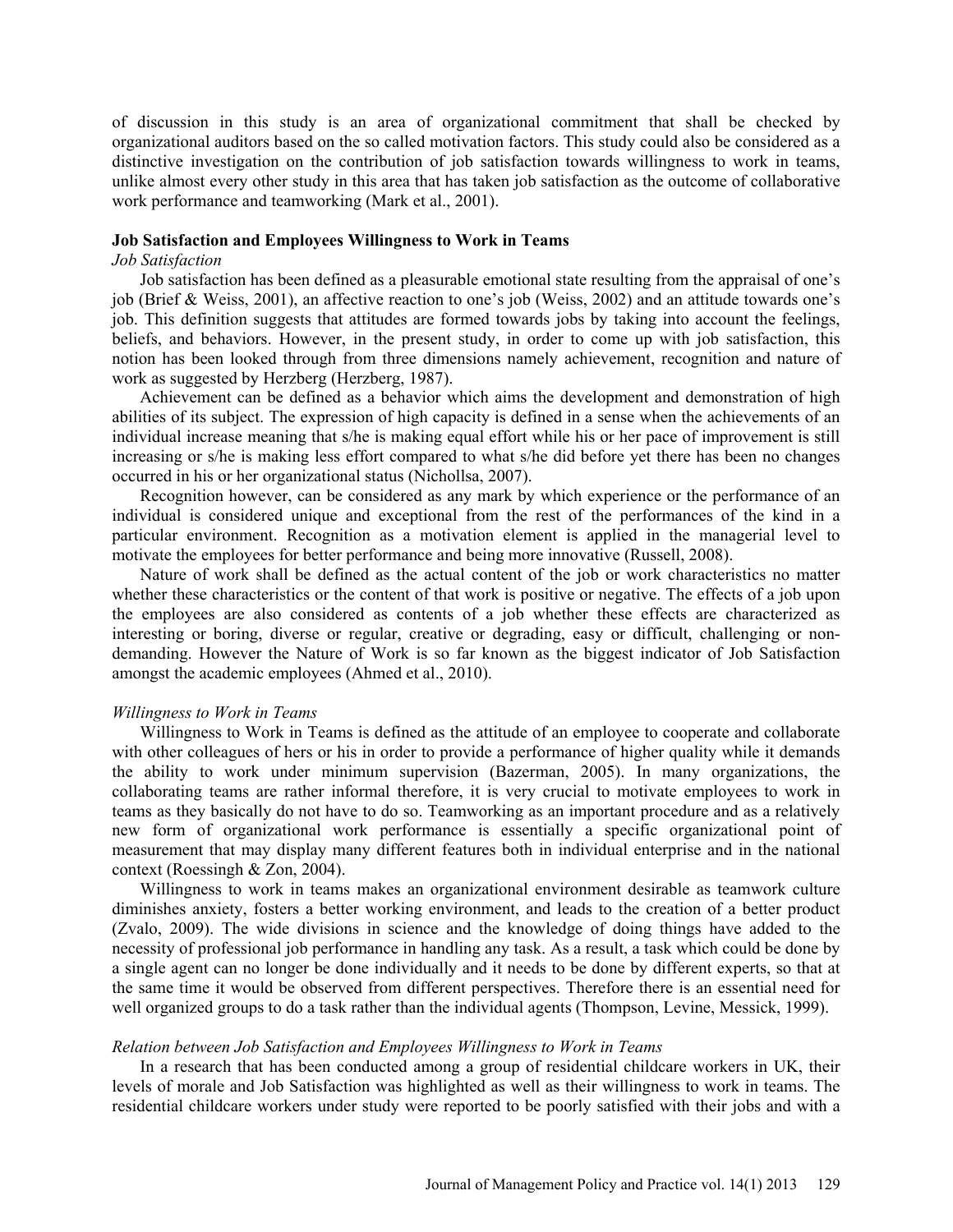of discussion in this study is an area of organizational commitment that shall be checked by organizational auditors based on the so called motivation factors. This study could also be considered as a distinctive investigation on the contribution of job satisfaction towards willingness to work in teams, unlike almost every other study in this area that has taken job satisfaction as the outcome of collaborative work performance and teamworking (Mark et al., 2001).

## Job Satisfaction and Employees Willingness to Work in Teams

### *Job Satisfaction*

Job satisfaction has been defined as a pleasurable emotional state resulting from the appraisal of one's job (Brief & Weiss, 2001), an affective reaction to one's job (Weiss, 2002) and an attitude towards one's job. This definition suggests that attitudes are formed towards jobs by taking into account the feelings, beliefs, and behaviors. However, in the present study, in order to come up with job satisfaction, this notion has been looked through from three dimensions namely achievement, recognition and nature of work as suggested by Herzberg (Herzberg, 1987).

Achievement can be defined as a behavior which aims the development and demonstration of high abilities of its subject. The expression of high capacity is defined in a sense when the achievements of an individual increase meaning that s/he is making equal effort while his or her pace of improvement is still increasing or s/he is making less effort compared to what s/he did before yet there has been no changes occurred in his or her organizational status (Nichollsa, 2007).

Recognition however, can be considered as any mark by which experience or the performance of an individual is considered unique and exceptional from the rest of the performances of the kind in a particular environment. Recognition as a motivation element is applied in the managerial level to motivate the employees for better performance and being more innovative (Russell, 2008).

Nature of work shall be defined as the actual content of the job or work characteristics no matter whether these characteristics or the content of that work is positive or negative. The effects of a job upon the employees are also considered as contents of a job whether these effects are characterized as interesting or boring, diverse or regular, creative or degrading, easy or difficult, challenging or non-demanding. However the Nature of Work is so far known as the biggest indicator of Job Satisfaction amongst the academic employees (Ahmed et al., 2010).

### *Willingness to Work in Teams*

Willingness to Work in Teams is defined as the attitude of an employee to cooperate and collaborate with other colleagues of hers or his in order to provide a performance of higher quality while it demands the ability to work under minimum supervision (Bazerman, 2005). In many organizations, the collaborating teams are rather informal therefore, it is very crucial to motivate employees to work in teams as they basically do not have to do so. Teamworking as an important procedure and as a relatively new form of organizational work performance is essentially a specific organizational point of measurement that may display many different features both in individual enterprise and in the national context (Roessingh & Zon, 2004).

Willingness to work in teams makes an organizational environment desirable as teamwork culture diminishes anxiety, fosters a better working environment, and leads to the creation of a better product (Zvalo, 2009). The wide divisions in science and the knowledge of doing things have added to the necessity of professional job performance in handling any task. As a result, a task which could be done by a single agent can no longer be done individually and it needs to be done by different experts, so that at the same time it would be observed from different perspectives. Therefore there is an essential need for well organized groups to do a task rather than the individual agents (Thompson, Levine, Messick, 1999).

### *Relation between Job Satisfaction and Employees Willingness to Work in Teams*

In a research that has been conducted among a group of residential childcare workers in UK, their levels of morale and Job Satisfaction was highlighted as well as their willingness to work in teams. The residential childcare workers under study were reported to be poorly satisfied with their jobs and with a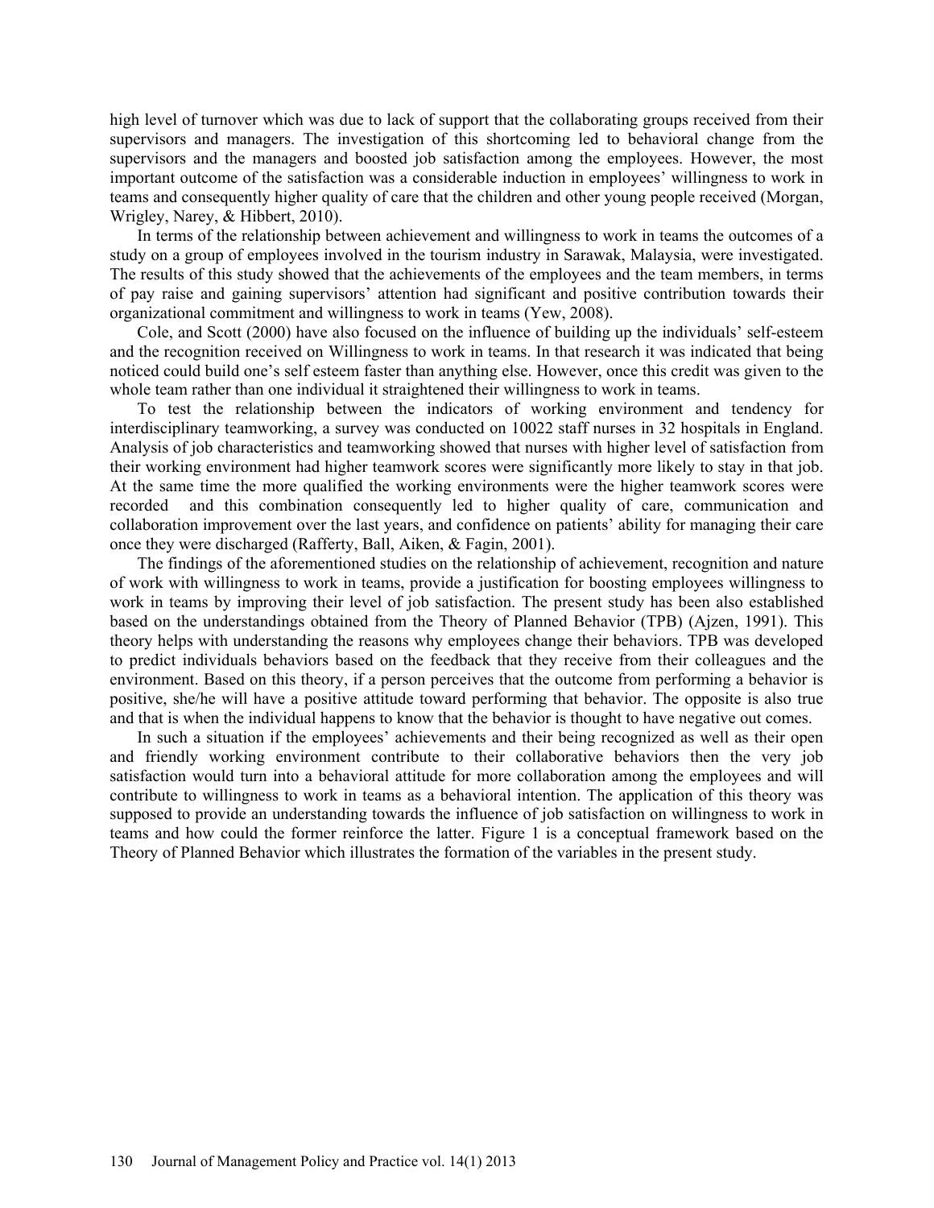high level of turnover which was due to lack of support that the collaborating groups received from their supervisors and managers. The investigation of this shortcoming led to behavioral change from the supervisors and the managers and boosted job satisfaction among the employees. However, the most important outcome of the satisfaction was a considerable induction in employees' willingness to work in teams and consequently higher quality of care that the children and other young people received (Morgan, Wrigley, Narey, & Hibbert, 2010).

In terms of the relationship between achievement and willingness to work in teams the outcomes of a study on a group of employees involved in the tourism industry in Sarawak, Malaysia, were investigated. The results of this study showed that the achievements of the employees and the team members, in terms of pay raise and gaining supervisors' attention had significant and positive contribution towards their organizational commitment and willingness to work in teams (Yew, 2008).

Cole, and Scott (2000) have also focused on the influence of building up the individuals' self-esteem and the recognition received on Willingness to work in teams. In that research it was indicated that being noticed could build one's self esteem faster than anything else. However, once this credit was given to the whole team rather than one individual it straightened their willingness to work in teams.

To test the relationship between the indicators of working environment and tendency for interdisciplinary teamworking, a survey was conducted on 10022 staff nurses in 32 hospitals in England. Analysis of job characteristics and teamworking showed that nurses with higher level of satisfaction from their working environment had higher teamwork scores were significantly more likely to stay in that job. At the same time the more qualified the working environments were the higher teamwork scores were recorded and this combination consequently led to higher quality of care, communication and collaboration improvement over the last years, and confidence on patients' ability for managing their care once they were discharged (Rafferty, Ball, Aiken, & Fagin, 2001).

The findings of the aforementioned studies on the relationship of achievement, recognition and nature of work with willingness to work in teams, provide a justification for boosting employees willingness to work in teams by improving their level of job satisfaction. The present study has been also established based on the understandings obtained from the Theory of Planned Behavior (TPB) (Ajzen, 1991). This theory helps with understanding the reasons why employees change their behaviors. TPB was developed to predict individuals behaviors based on the feedback that they receive from their colleagues and the environment. Based on this theory, if a person perceives that the outcome from performing a behavior is positive, she/he will have a positive attitude toward performing that behavior. The opposite is also true and that is when the individual happens to know that the behavior is thought to have negative out comes.

In such a situation if the employees' achievements and their being recognized as well as their open and friendly working environment contribute to their collaborative behaviors then the very job satisfaction would turn into a behavioral attitude for more collaboration among the employees and will contribute to willingness to work in teams as a behavioral intention. The application of this theory was supposed to provide an understanding towards the influence of job satisfaction on willingness to work in teams and how could the former reinforce the latter. Figure 1 is a conceptual framework based on the Theory of Planned Behavior which illustrates the formation of the variables in the present study.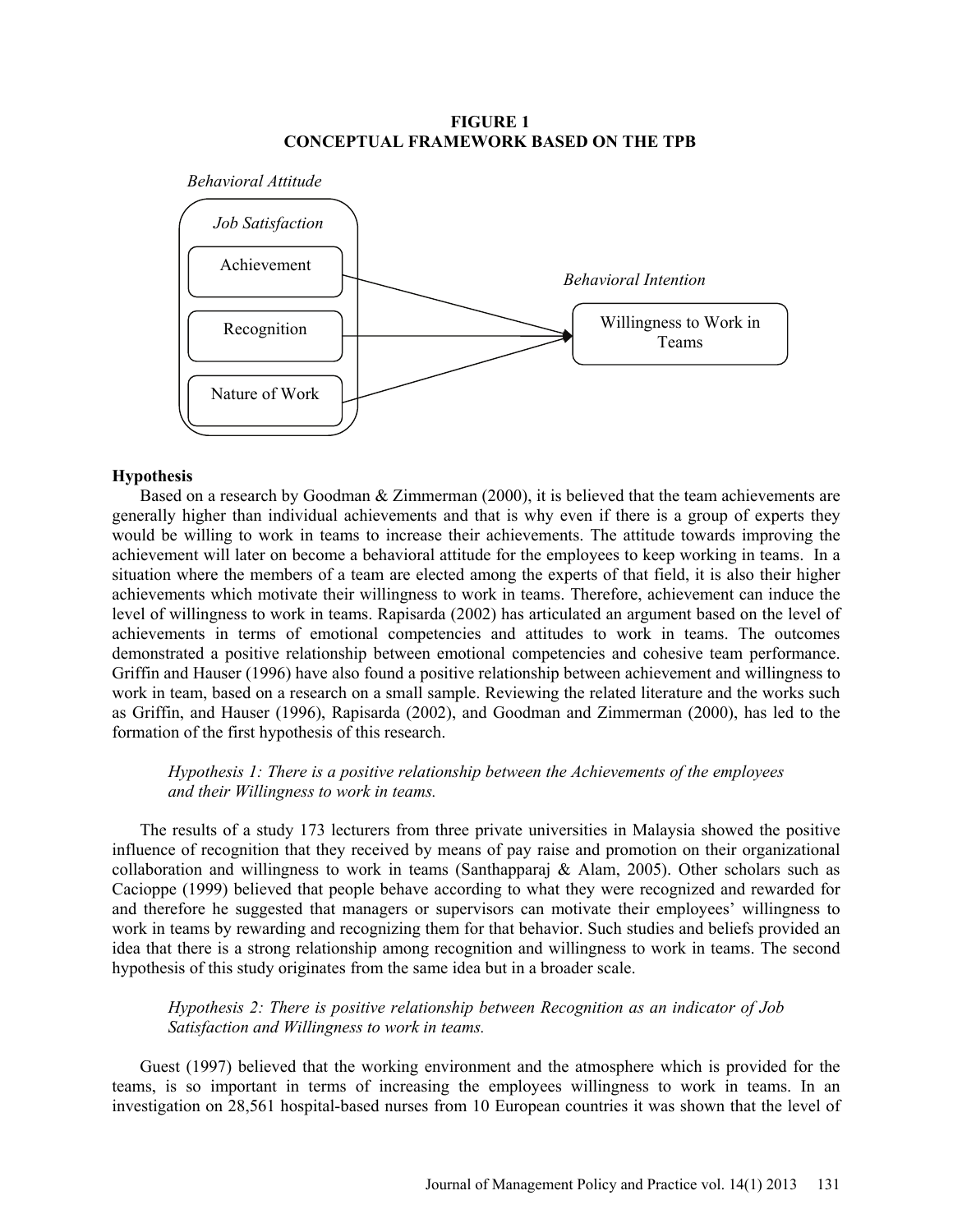**FIGURE 1**
**CONCEPTUAL FRAMEWORK BASED ON THE TPB**

*Behavioral Attitude*

*Job Satisfaction*

Achievement

Recognition

Nature of Work

*Behavioral Intention*

Willingness to Work in Teams

### Hypothesis

Based on a research by Goodman & Zimmerman (2000), it is believed that the team achievements are generally higher than individual achievements and that is why even if there is a group of experts they would be willing to work in teams to increase their achievements. The attitude towards improving the achievement will later on become a behavioral attitude for the employees to keep working in teams. In a situation where the members of a team are elected among the experts of that field, it is also their higher achievements which motivate their willingness to work in teams. Therefore, achievement can induce the level of willingness to work in teams. Rapisarda (2002) has articulated an argument based on the level of achievements in terms of emotional competencies and attitudes to work in teams. The outcomes demonstrated a positive relationship between emotional competencies and cohesive team performance. Griffin and Hauser (1996) have also found a positive relationship between achievement and willingness to work in team, based on a research on a small sample. Reviewing the related literature and the works such as Griffin, and Hauser (1996), Rapisarda (2002), and Goodman and Zimmerman (2000), has led to the formation of the first hypothesis of this research.

*Hypothesis 1: There is a positive relationship between the Achievements of the employees and their Willingness to work in teams.*

The results of a study 173 lecturers from three private universities in Malaysia showed the positive influence of recognition that they received by means of pay raise and promotion on their organizational collaboration and willingness to work in teams (Santhapparaj & Alam, 2005). Other scholars such as Cacioppe (1999) believed that people behave according to what they were recognized and rewarded for and therefore he suggested that managers or supervisors can motivate their employees' willingness to work in teams by rewarding and recognizing them for that behavior. Such studies and beliefs provided an idea that there is a strong relationship among recognition and willingness to work in teams. The second hypothesis of this study originates from the same idea but in a broader scale.

*Hypothesis 2: There is positive relationship between Recognition as an indicator of Job Satisfaction and Willingness to work in teams.*

Guest (1997) believed that the working environment and the atmosphere which is provided for the teams, is so important in terms of increasing the employees willingness to work in teams. In an investigation on 28,561 hospital-based nurses from 10 European countries it was shown that the level of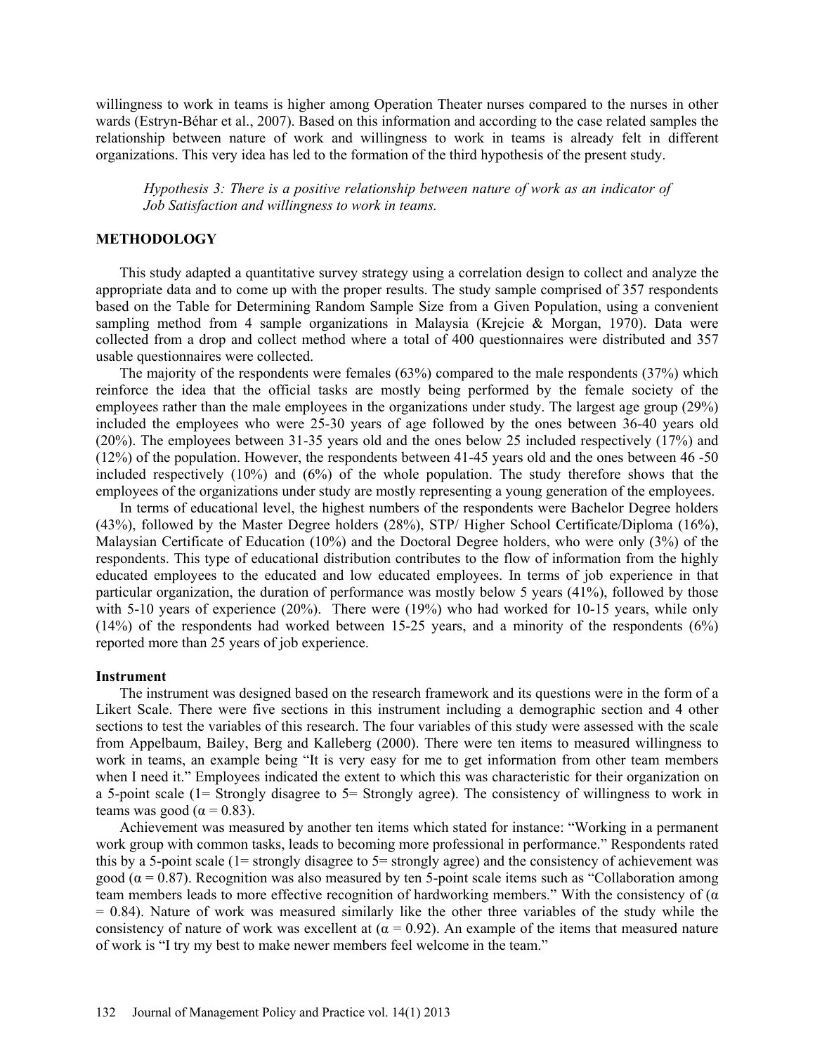willingness to work in teams is higher among Operation Theater nurses compared to the nurses in other wards (Estryn-Béhar et al., 2007). Based on this information and according to the case related samples the relationship between nature of work and willingness to work in teams is already felt in different organizations. This very idea has led to the formation of the third hypothesis of the present study.

> *Hypothesis 3: There is a positive relationship between nature of work as an indicator of Job Satisfaction and willingness to work in teams.*

## METHODOLOGY

This study adapted a quantitative survey strategy using a correlation design to collect and analyze the appropriate data and to come up with the proper results. The study sample comprised of 357 respondents based on the Table for Determining Random Sample Size from a Given Population, using a convenient sampling method from 4 sample organizations in Malaysia (Krejcie & Morgan, 1970). Data were collected from a drop and collect method where a total of 400 questionnaires were distributed and 357 usable questionnaires were collected.

The majority of the respondents were females (63%) compared to the male respondents (37%) which reinforce the idea that the official tasks are mostly being performed by the female society of the employees rather than the male employees in the organizations under study. The largest age group (29%) included the employees who were 25-30 years of age followed by the ones between 36-40 years old (20%). The employees between 31-35 years old and the ones below 25 included respectively (17%) and (12%) of the population. However, the respondents between 41-45 years old and the ones between 46 -50 included respectively (10%) and (6%) of the whole population. The study therefore shows that the employees of the organizations under study are mostly representing a young generation of the employees.

In terms of educational level, the highest numbers of the respondents were Bachelor Degree holders (43%), followed by the Master Degree holders (28%), STP/ Higher School Certificate/Diploma (16%), Malaysian Certificate of Education (10%) and the Doctoral Degree holders, who were only (3%) of the respondents. This type of educational distribution contributes to the flow of information from the highly educated employees to the educated and low educated employees. In terms of job experience in that particular organization, the duration of performance was mostly below 5 years (41%), followed by those with 5-10 years of experience (20%). There were (19%) who had worked for 10-15 years, while only (14%) of the respondents had worked between 15-25 years, and a minority of the respondents (6%) reported more than 25 years of job experience.

### Instrument

The instrument was designed based on the research framework and its questions were in the form of a Likert Scale. There were five sections in this instrument including a demographic section and 4 other sections to test the variables of this research. The four variables of this study were assessed with the scale from Appelbaum, Bailey, Berg and Kalleberg (2000). There were ten items to measured willingness to work in teams, an example being "It is very easy for me to get information from other team members when I need it." Employees indicated the extent to which this was characteristic for their organization on a 5-point scale (1= Strongly disagree to 5= Strongly agree). The consistency of willingness to work in teams was good ($\alpha = 0.83$).

Achievement was measured by another ten items which stated for instance: "Working in a permanent work group with common tasks, leads to becoming more professional in performance." Respondents rated this by a 5-point scale (1= strongly disagree to 5= strongly agree) and the consistency of achievement was good ($\alpha = 0.87$). Recognition was also measured by ten 5-point scale items such as "Collaboration among team members leads to more effective recognition of hardworking members." With the consistency of ($\alpha = 0.84$). Nature of work was measured similarly like the other three variables of the study while the consistency of nature of work was excellent at ($\alpha = 0.92$). An example of the items that measured nature of work is "I try my best to make newer members feel welcome in the team."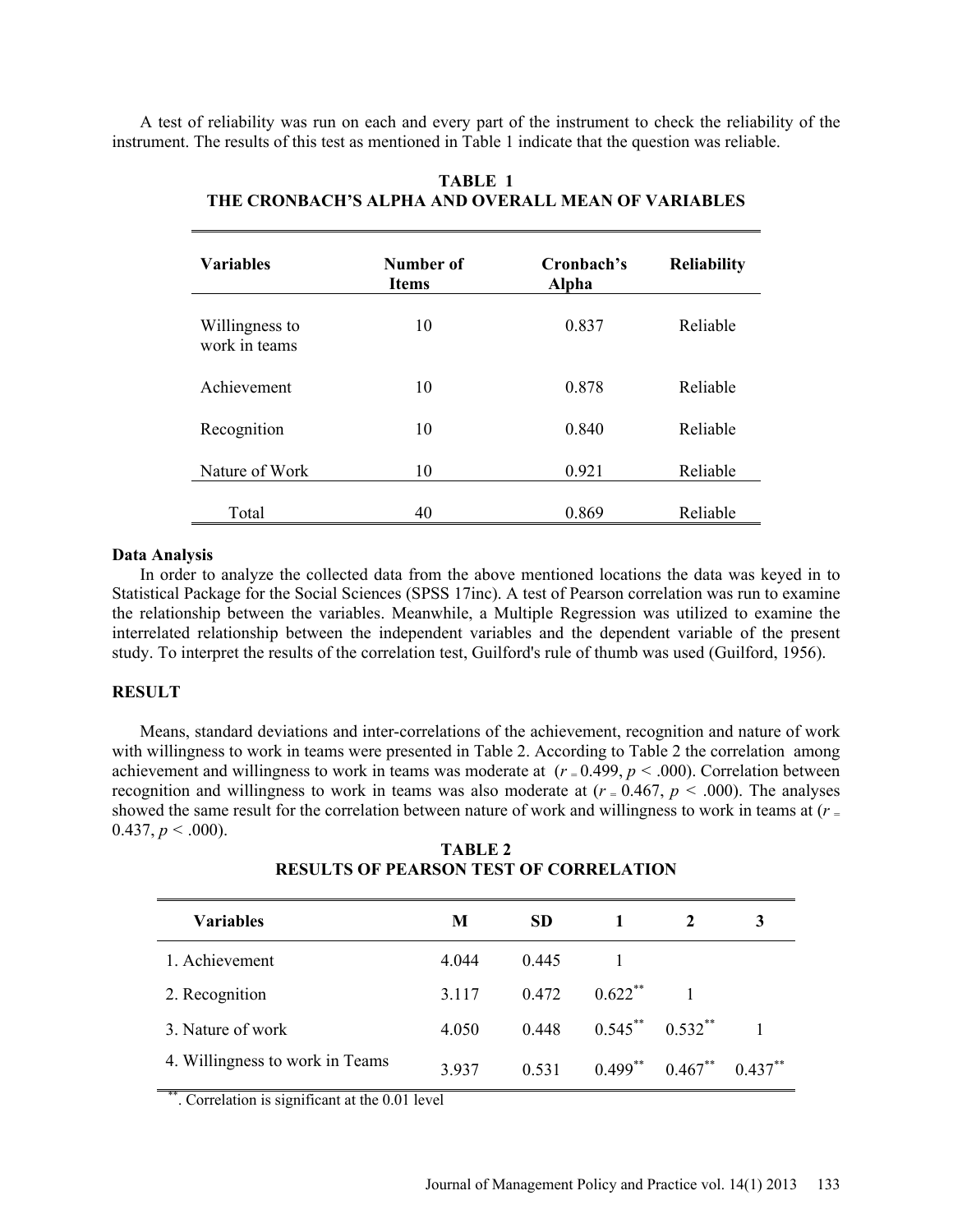A test of reliability was run on each and every part of the instrument to check the reliability of the instrument. The results of this test as mentioned in Table 1 indicate that the question was reliable.

**TABLE 1**
**THE CRONBACH'S ALPHA AND OVERALL MEAN OF VARIABLES**

| Variables | Number of Items | Cronbach's Alpha | Reliability |
|---|---|---|---|
| Willingness to work in teams | 10 | 0.837 | Reliable |
| Achievement | 10 | 0.878 | Reliable |
| Recognition | 10 | 0.840 | Reliable |
| Nature of Work | 10 | 0.921 | Reliable |
| Total | 40 | 0.869 | Reliable |

**Data Analysis**

In order to analyze the collected data from the above mentioned locations the data was keyed in to Statistical Package for the Social Sciences (SPSS 17inc). A test of Pearson correlation was run to examine the relationship between the variables. Meanwhile, a Multiple Regression was utilized to examine the interrelated relationship between the independent variables and the dependent variable of the present study. To interpret the results of the correlation test, Guilford's rule of thumb was used (Guilford, 1956).

**RESULT**

Means, standard deviations and inter-correlations of the achievement, recognition and nature of work with willingness to work in teams were presented in Table 2. According to Table 2 the correlation among achievement and willingness to work in teams was moderate at ($r = 0.499$, $p < .000$). Correlation between recognition and willingness to work in teams was also moderate at ($r = 0.467$, $p < .000$). The analyses showed the same result for the correlation between nature of work and willingness to work in teams at ($r = 0.437$, $p < .000$).

**TABLE 2**
**RESULTS OF PEARSON TEST OF CORRELATION**

| Variables | M | SD | 1 | 2 | 3 |
|---|---|---|---|---|---|
| 1. Achievement | 4.044 | 0.445 | 1 | | |
| 2. Recognition | 3.117 | 0.472 | 0.622** | 1 | |
| 3. Nature of work | 4.050 | 0.448 | 0.545** | 0.532** | 1 |
| 4. Willingness to work in Teams | 3.937 | 0.531 | 0.499** | 0.467** | 0.437** |

**. Correlation is significant at the 0.01 level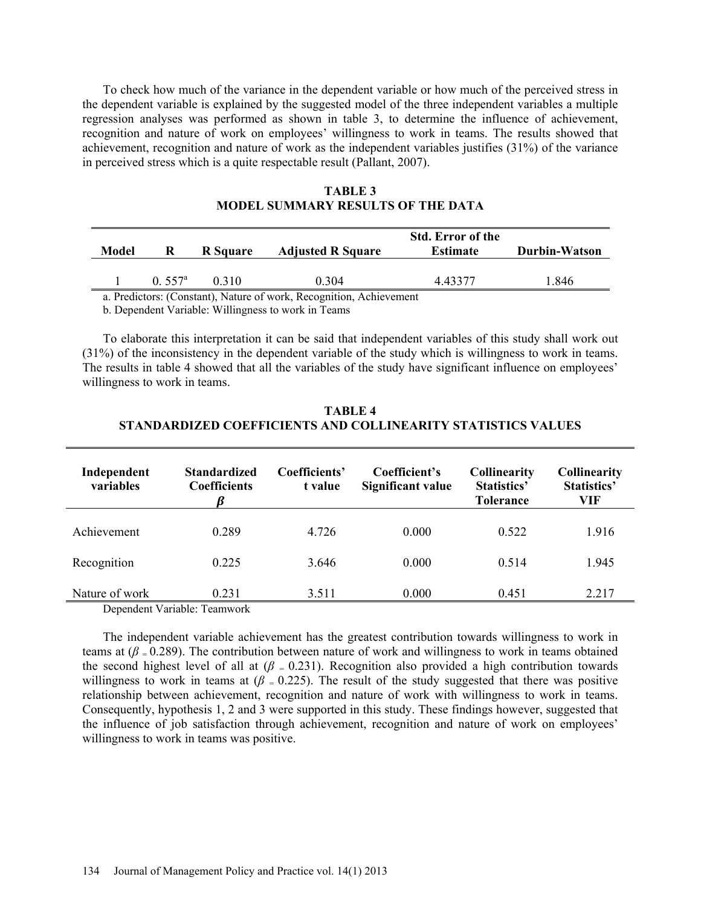To check how much of the variance in the dependent variable or how much of the perceived stress in the dependent variable is explained by the suggested model of the three independent variables a multiple regression analyses was performed as shown in table 3, to determine the influence of achievement, recognition and nature of work on employees' willingness to work in teams. The results showed that achievement, recognition and nature of work as the independent variables justifies (31%) of the variance in perceived stress which is a quite respectable result (Pallant, 2007).

**TABLE 3**
**MODEL SUMMARY RESULTS OF THE DATA**

| Model | R | R Square | Adjusted R Square | Std. Error of the Estimate | Durbin-Watson |
|---|---|---|---|---|---|
| 1 | 0. 557[a] | 0.310 | 0.304 | 4.43377 | 1.846 |

a. Predictors: (Constant), Nature of work, Recognition, Achievement

b. Dependent Variable: Willingness to work in Teams

To elaborate this interpretation it can be said that independent variables of this study shall work out (31%) of the inconsistency in the dependent variable of the study which is willingness to work in teams. The results in table 4 showed that all the variables of the study have significant influence on employees' willingness to work in teams.

**TABLE 4**
**STANDARDIZED COEFFICIENTS AND COLLINEARITY STATISTICS VALUES**

| Independent variables | Standardized Coefficients $\beta$ | Coefficients' t value | Coefficient's Significant value | Collinearity Statistics' Tolerance | Collinearity Statistics' VIF |
|---|---|---|---|---|---|
| Achievement | 0.289 | 4.726 | 0.000 | 0.522 | 1.916 |
| Recognition | 0.225 | 3.646 | 0.000 | 0.514 | 1.945 |
| Nature of work | 0.231 | 3.511 | 0.000 | 0.451 | 2.217 |

Dependent Variable: Teamwork

The independent variable achievement has the greatest contribution towards willingness to work in teams at ($\beta = 0.289$). The contribution between nature of work and willingness to work in teams obtained the second highest level of all at ($\beta = 0.231$). Recognition also provided a high contribution towards willingness to work in teams at ($\beta = 0.225$). The result of the study suggested that there was positive relationship between achievement, recognition and nature of work with willingness to work in teams. Consequently, hypothesis 1, 2 and 3 were supported in this study. These findings however, suggested that the influence of job satisfaction through achievement, recognition and nature of work on employees' willingness to work in teams was positive.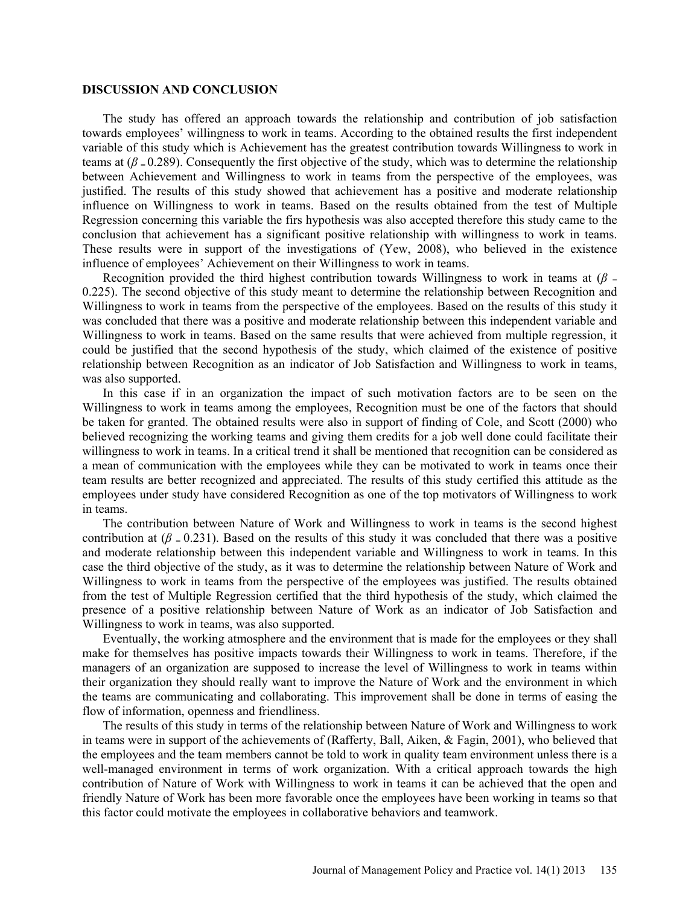**DISCUSSION AND CONCLUSION**

The study has offered an approach towards the relationship and contribution of job satisfaction towards employees' willingness to work in teams. According to the obtained results the first independent variable of this study which is Achievement has the greatest contribution towards Willingness to work in teams at ($\beta = 0.289$). Consequently the first objective of the study, which was to determine the relationship between Achievement and Willingness to work in teams from the perspective of the employees, was justified. The results of this study showed that achievement has a positive and moderate relationship influence on Willingness to work in teams. Based on the results obtained from the test of Multiple Regression concerning this variable the firs hypothesis was also accepted therefore this study came to the conclusion that achievement has a significant positive relationship with willingness to work in teams. These results were in support of the investigations of (Yew, 2008), who believed in the existence influence of employees' Achievement on their Willingness to work in teams.

Recognition provided the third highest contribution towards Willingness to work in teams at ($\beta =$ 0.225). The second objective of this study meant to determine the relationship between Recognition and Willingness to work in teams from the perspective of the employees. Based on the results of this study it was concluded that there was a positive and moderate relationship between this independent variable and Willingness to work in teams. Based on the same results that were achieved from multiple regression, it could be justified that the second hypothesis of the study, which claimed of the existence of positive relationship between Recognition as an indicator of Job Satisfaction and Willingness to work in teams, was also supported.

In this case if in an organization the impact of such motivation factors are to be seen on the Willingness to work in teams among the employees, Recognition must be one of the factors that should be taken for granted. The obtained results were also in support of finding of Cole, and Scott (2000) who believed recognizing the working teams and giving them credits for a job well done could facilitate their willingness to work in teams. In a critical trend it shall be mentioned that recognition can be considered as a mean of communication with the employees while they can be motivated to work in teams once their team results are better recognized and appreciated. The results of this study certified this attitude as the employees under study have considered Recognition as one of the top motivators of Willingness to work in teams.

The contribution between Nature of Work and Willingness to work in teams is the second highest contribution at ($\beta = 0.231$). Based on the results of this study it was concluded that there was a positive and moderate relationship between this independent variable and Willingness to work in teams. In this case the third objective of the study, as it was to determine the relationship between Nature of Work and Willingness to work in teams from the perspective of the employees was justified. The results obtained from the test of Multiple Regression certified that the third hypothesis of the study, which claimed the presence of a positive relationship between Nature of Work as an indicator of Job Satisfaction and Willingness to work in teams, was also supported.

Eventually, the working atmosphere and the environment that is made for the employees or they shall make for themselves has positive impacts towards their Willingness to work in teams. Therefore, if the managers of an organization are supposed to increase the level of Willingness to work in teams within their organization they should really want to improve the Nature of Work and the environment in which the teams are communicating and collaborating. This improvement shall be done in terms of easing the flow of information, openness and friendliness.

The results of this study in terms of the relationship between Nature of Work and Willingness to work in teams were in support of the achievements of (Rafferty, Ball, Aiken, & Fagin, 2001), who believed that the employees and the team members cannot be told to work in quality team environment unless there is a well-managed environment in terms of work organization. With a critical approach towards the high contribution of Nature of Work with Willingness to work in teams it can be achieved that the open and friendly Nature of Work has been more favorable once the employees have been working in teams so that this factor could motivate the employees in collaborative behaviors and teamwork.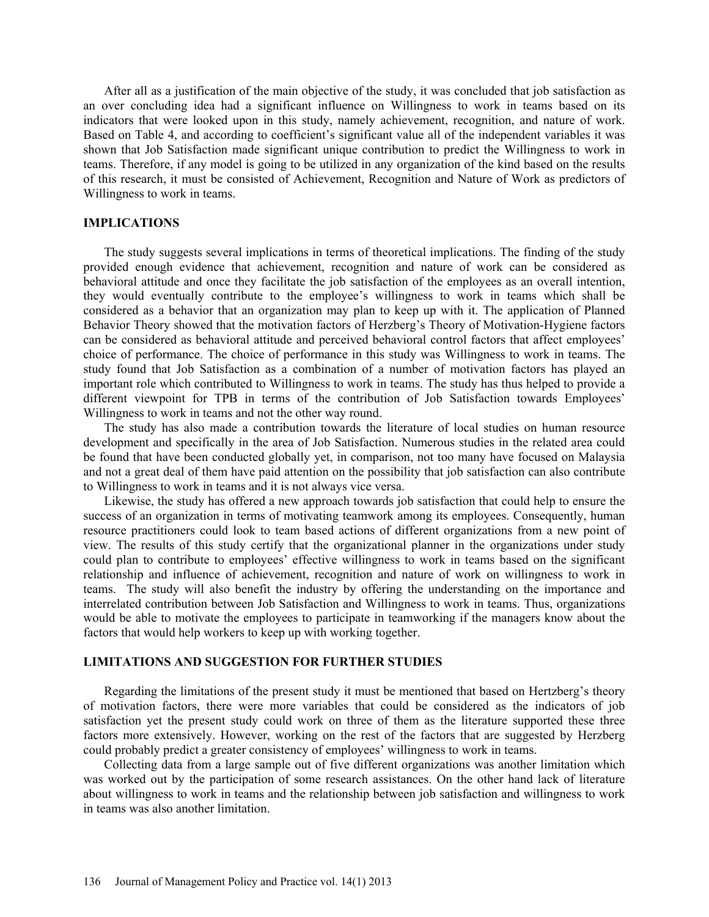After all as a justification of the main objective of the study, it was concluded that job satisfaction as an over concluding idea had a significant influence on Willingness to work in teams based on its indicators that were looked upon in this study, namely achievement, recognition, and nature of work. Based on Table 4, and according to coefficient's significant value all of the independent variables it was shown that Job Satisfaction made significant unique contribution to predict the Willingness to work in teams. Therefore, if any model is going to be utilized in any organization of the kind based on the results of this research, it must be consisted of Achievement, Recognition and Nature of Work as predictors of Willingness to work in teams.

## IMPLICATIONS

The study suggests several implications in terms of theoretical implications. The finding of the study provided enough evidence that achievement, recognition and nature of work can be considered as behavioral attitude and once they facilitate the job satisfaction of the employees as an overall intention, they would eventually contribute to the employee's willingness to work in teams which shall be considered as a behavior that an organization may plan to keep up with it. The application of Planned Behavior Theory showed that the motivation factors of Herzberg's Theory of Motivation-Hygiene factors can be considered as behavioral attitude and perceived behavioral control factors that affect employees' choice of performance. The choice of performance in this study was Willingness to work in teams. The study found that Job Satisfaction as a combination of a number of motivation factors has played an important role which contributed to Willingness to work in teams. The study has thus helped to provide a different viewpoint for TPB in terms of the contribution of Job Satisfaction towards Employees' Willingness to work in teams and not the other way round.

The study has also made a contribution towards the literature of local studies on human resource development and specifically in the area of Job Satisfaction. Numerous studies in the related area could be found that have been conducted globally yet, in comparison, not too many have focused on Malaysia and not a great deal of them have paid attention on the possibility that job satisfaction can also contribute to Willingness to work in teams and it is not always vice versa.

Likewise, the study has offered a new approach towards job satisfaction that could help to ensure the success of an organization in terms of motivating teamwork among its employees. Consequently, human resource practitioners could look to team based actions of different organizations from a new point of view. The results of this study certify that the organizational planner in the organizations under study could plan to contribute to employees' effective willingness to work in teams based on the significant relationship and influence of achievement, recognition and nature of work on willingness to work in teams. The study will also benefit the industry by offering the understanding on the importance and interrelated contribution between Job Satisfaction and Willingness to work in teams. Thus, organizations would be able to motivate the employees to participate in teamworking if the managers know about the factors that would help workers to keep up with working together.

## LIMITATIONS AND SUGGESTION FOR FURTHER STUDIES

Regarding the limitations of the present study it must be mentioned that based on Hertzberg's theory of motivation factors, there were more variables that could be considered as the indicators of job satisfaction yet the present study could work on three of them as the literature supported these three factors more extensively. However, working on the rest of the factors that are suggested by Herzberg could probably predict a greater consistency of employees' willingness to work in teams.

Collecting data from a large sample out of five different organizations was another limitation which was worked out by the participation of some research assistances. On the other hand lack of literature about willingness to work in teams and the relationship between job satisfaction and willingness to work in teams was also another limitation.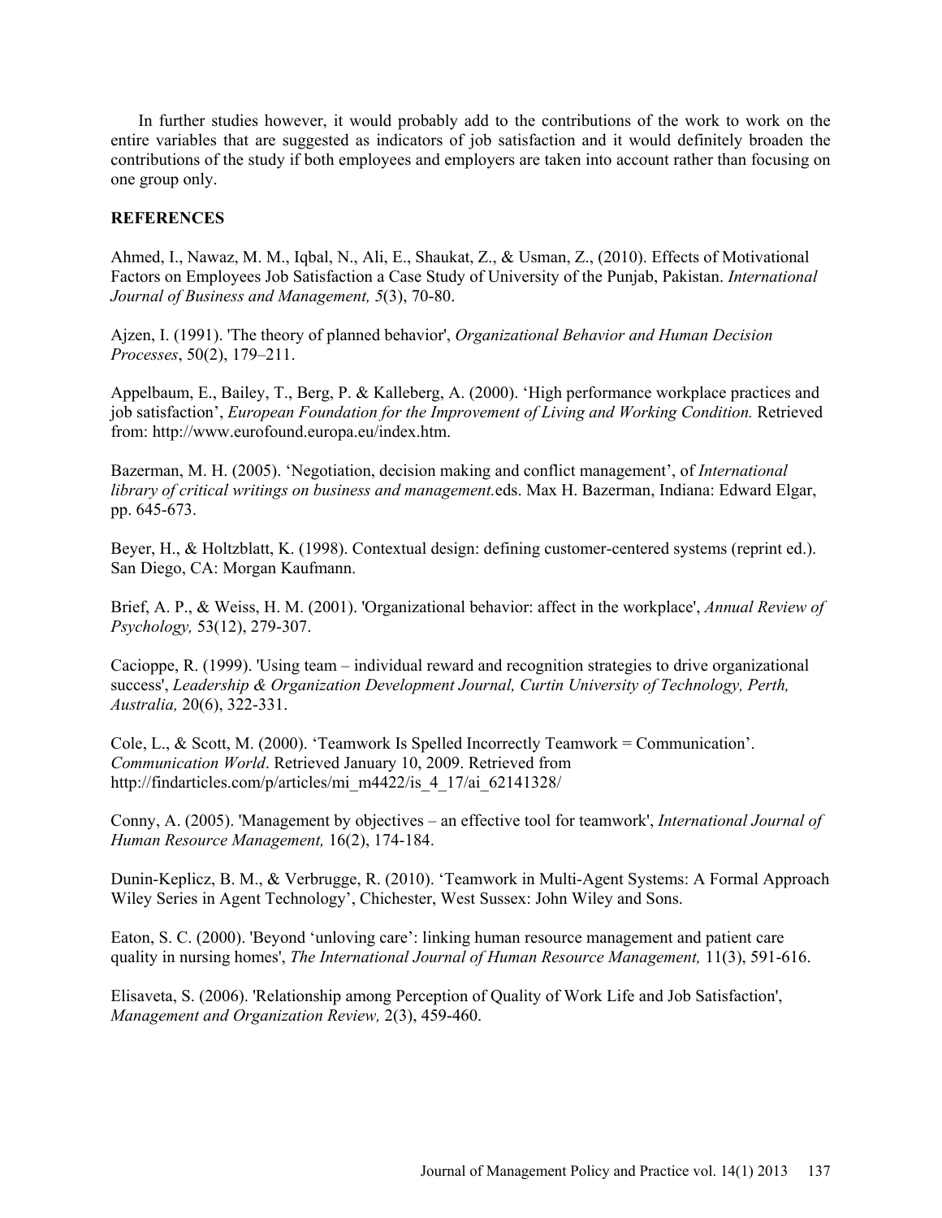In further studies however, it would probably add to the contributions of the work to work on the entire variables that are suggested as indicators of job satisfaction and it would definitely broaden the contributions of the study if both employees and employers are taken into account rather than focusing on one group only.

**REFERENCES**

Ahmed, I., Nawaz, M. M., Iqbal, N., Ali, E., Shaukat, Z., & Usman, Z., (2010). Effects of Motivational Factors on Employees Job Satisfaction a Case Study of University of the Punjab, Pakistan. *International Journal of Business and Management, 5*(3), 70-80.

Ajzen, I. (1991). 'The theory of planned behavior', *Organizational Behavior and Human Decision Processes*, 50(2), 179–211.

Appelbaum, E., Bailey, T., Berg, P. & Kalleberg, A. (2000). 'High performance workplace practices and job satisfaction', *European Foundation for the Improvement of Living and Working Condition.* Retrieved from: http://www.eurofound.europa.eu/index.htm.

Bazerman, M. H. (2005). 'Negotiation, decision making and conflict management', of *International library of critical writings on business and management.*eds. Max H. Bazerman, Indiana: Edward Elgar, pp. 645-673.

Beyer, H., & Holtzblatt, K. (1998). Contextual design: defining customer-centered systems (reprint ed.). San Diego, CA: Morgan Kaufmann.

Brief, A. P., & Weiss, H. M. (2001). 'Organizational behavior: affect in the workplace', *Annual Review of Psychology,* 53(12), 279-307.

Cacioppe, R. (1999). 'Using team – individual reward and recognition strategies to drive organizational success', *Leadership & Organization Development Journal, Curtin University of Technology, Perth, Australia,* 20(6), 322-331.

Cole, L., & Scott, M. (2000). 'Teamwork Is Spelled Incorrectly Teamwork = Communication'. *Communication World*. Retrieved January 10, 2009. Retrieved from http://findarticles.com/p/articles/mi_m4422/is_4_17/ai_62141328/

Conny, A. (2005). 'Management by objectives – an effective tool for teamwork', *International Journal of Human Resource Management,* 16(2), 174-184.

Dunin-Keplicz, B. M., & Verbrugge, R. (2010). 'Teamwork in Multi-Agent Systems: A Formal Approach Wiley Series in Agent Technology', Chichester, West Sussex: John Wiley and Sons.

Eaton, S. C. (2000). 'Beyond 'unloving care': linking human resource management and patient care quality in nursing homes', *The International Journal of Human Resource Management,* 11(3), 591-616.

Elisaveta, S. (2006). 'Relationship among Perception of Quality of Work Life and Job Satisfaction', *Management and Organization Review,* 2(3), 459-460.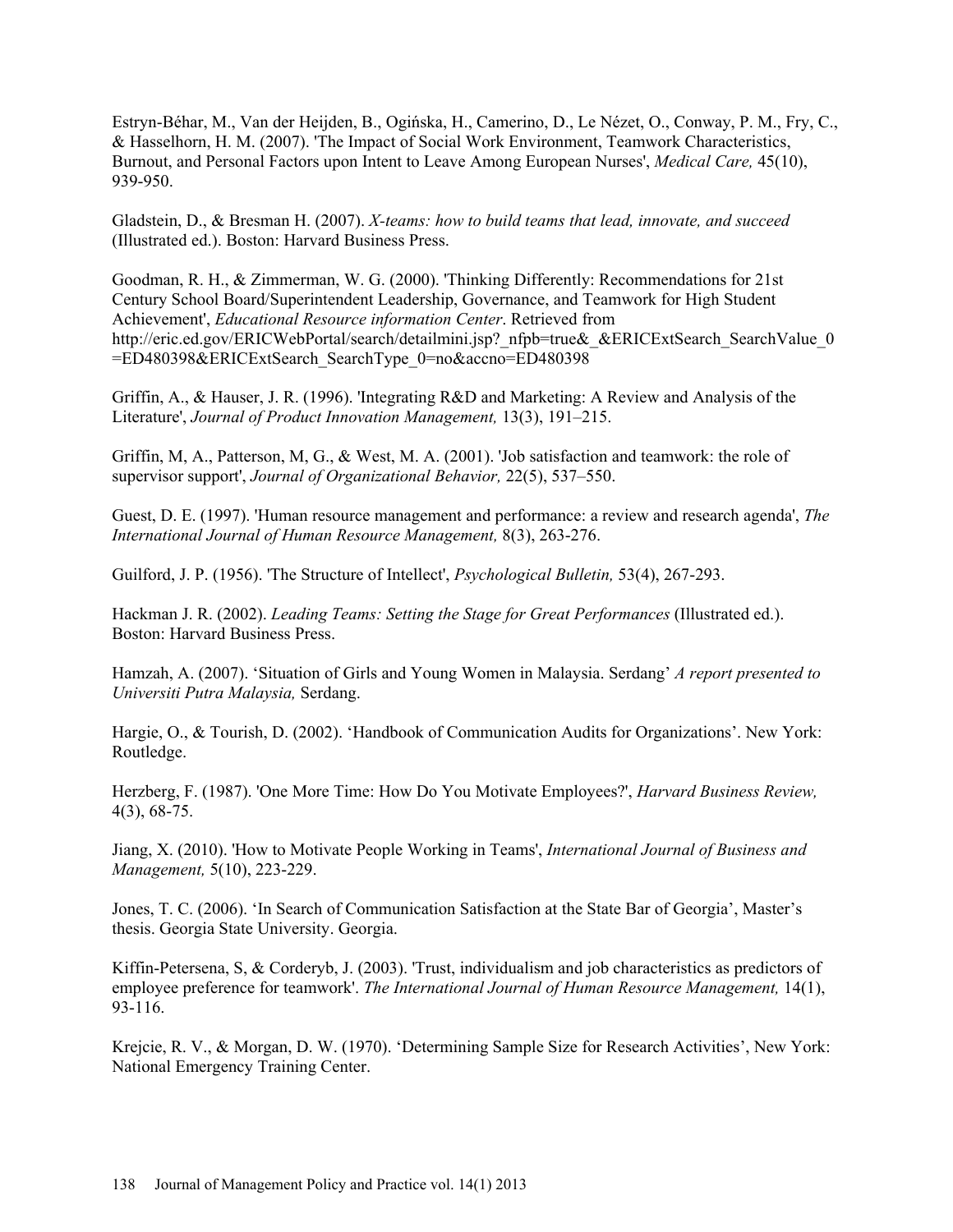Estryn-Béhar, M., Van der Heijden, B., Ogińska, H., Camerino, D., Le Nézet, O., Conway, P. M., Fry, C., & Hasselhorn, H. M. (2007). 'The Impact of Social Work Environment, Teamwork Characteristics, Burnout, and Personal Factors upon Intent to Leave Among European Nurses', *Medical Care,* 45(10), 939-950.

Gladstein, D., & Bresman H. (2007). *X-teams: how to build teams that lead, innovate, and succeed* (Illustrated ed.). Boston: Harvard Business Press.

Goodman, R. H., & Zimmerman, W. G. (2000). 'Thinking Differently: Recommendations for 21st Century School Board/Superintendent Leadership, Governance, and Teamwork for High Student Achievement', *Educational Resource information Center*. Retrieved from http://eric.ed.gov/ERICWebPortal/search/detailmini.jsp?_nfpb=true&_&ERICExtSearch_SearchValue_0=ED480398&ERICExtSearch_SearchType_0=no&accno=ED480398

Griffin, A., & Hauser, J. R. (1996). 'Integrating R&D and Marketing: A Review and Analysis of the Literature', *Journal of Product Innovation Management,* 13(3), 191–215.

Griffin, M, A., Patterson, M, G., & West, M. A. (2001). 'Job satisfaction and teamwork: the role of supervisor support', *Journal of Organizational Behavior,* 22(5), 537–550.

Guest, D. E. (1997). 'Human resource management and performance: a review and research agenda', *The International Journal of Human Resource Management,* 8(3), 263-276.

Guilford, J. P. (1956). 'The Structure of Intellect', *Psychological Bulletin,* 53(4), 267-293.

Hackman J. R. (2002). *Leading Teams: Setting the Stage for Great Performances* (Illustrated ed.). Boston: Harvard Business Press.

Hamzah, A. (2007). 'Situation of Girls and Young Women in Malaysia. Serdang' *A report presented to Universiti Putra Malaysia,* Serdang.

Hargie, O., & Tourish, D. (2002). 'Handbook of Communication Audits for Organizations'. New York: Routledge.

Herzberg, F. (1987). 'One More Time: How Do You Motivate Employees?', *Harvard Business Review,* 4(3), 68-75.

Jiang, X. (2010). 'How to Motivate People Working in Teams', *International Journal of Business and Management,* 5(10), 223-229.

Jones, T. C. (2006). 'In Search of Communication Satisfaction at the State Bar of Georgia', Master's thesis. Georgia State University. Georgia.

Kiffin-Petersena, S, & Corderyb, J. (2003). 'Trust, individualism and job characteristics as predictors of employee preference for teamwork'. *The International Journal of Human Resource Management,* 14(1), 93-116.

Krejcie, R. V., & Morgan, D. W. (1970). 'Determining Sample Size for Research Activities', New York: National Emergency Training Center.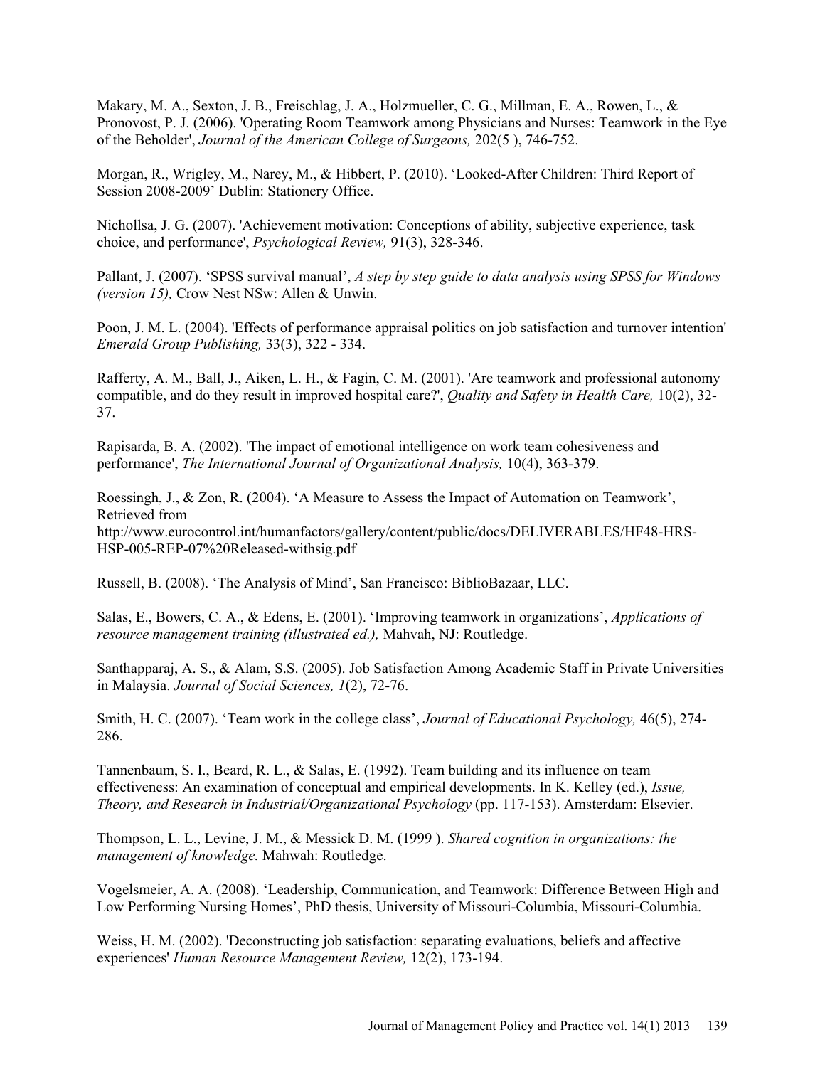Makary, M. A., Sexton, J. B., Freischlag, J. A., Holzmueller, C. G., Millman, E. A., Rowen, L., & Pronovost, P. J. (2006). 'Operating Room Teamwork among Physicians and Nurses: Teamwork in the Eye of the Beholder', *Journal of the American College of Surgeons,* 202(5 ), 746-752.

Morgan, R., Wrigley, M., Narey, M., & Hibbert, P. (2010). 'Looked-After Children: Third Report of Session 2008-2009' Dublin: Stationery Office.

Nichollsa, J. G. (2007). 'Achievement motivation: Conceptions of ability, subjective experience, task choice, and performance', *Psychological Review,* 91(3), 328-346.

Pallant, J. (2007). 'SPSS survival manual', *A step by step guide to data analysis using SPSS for Windows (version 15),* Crow Nest NSw: Allen & Unwin.

Poon, J. M. L. (2004). 'Effects of performance appraisal politics on job satisfaction and turnover intention' *Emerald Group Publishing,* 33(3), 322 - 334.

Rafferty, A. M., Ball, J., Aiken, L. H., & Fagin, C. M. (2001). 'Are teamwork and professional autonomy compatible, and do they result in improved hospital care?', *Quality and Safety in Health Care,* 10(2), 32-37.

Rapisarda, B. A. (2002). 'The impact of emotional intelligence on work team cohesiveness and performance', *The International Journal of Organizational Analysis,* 10(4), 363-379.

Roessingh, J., & Zon, R. (2004). 'A Measure to Assess the Impact of Automation on Teamwork', Retrieved from http://www.eurocontrol.int/humanfactors/gallery/content/public/docs/DELIVERABLES/HF48-HRS-HSP-005-REP-07%20Released-withsig.pdf

Russell, B. (2008). 'The Analysis of Mind', San Francisco: BiblioBazaar, LLC.

Salas, E., Bowers, C. A., & Edens, E. (2001). 'Improving teamwork in organizations', *Applications of resource management training (illustrated ed.),* Mahvah, NJ: Routledge.

Santhapparaj, A. S., & Alam, S.S. (2005). Job Satisfaction Among Academic Staff in Private Universities in Malaysia. *Journal of Social Sciences, 1*(2), 72-76.

Smith, H. C. (2007). 'Team work in the college class', *Journal of Educational Psychology,* 46(5), 274-286.

Tannenbaum, S. I., Beard, R. L., & Salas, E. (1992). Team building and its influence on team effectiveness: An examination of conceptual and empirical developments. In K. Kelley (ed.), *Issue, Theory, and Research in Industrial/Organizational Psychology* (pp. 117-153). Amsterdam: Elsevier.

Thompson, L. L., Levine, J. M., & Messick D. M. (1999 ). *Shared cognition in organizations: the management of knowledge.* Mahwah: Routledge.

Vogelsmeier, A. A. (2008). 'Leadership, Communication, and Teamwork: Difference Between High and Low Performing Nursing Homes', PhD thesis, University of Missouri-Columbia, Missouri-Columbia.

Weiss, H. M. (2002). 'Deconstructing job satisfaction: separating evaluations, beliefs and affective experiences' *Human Resource Management Review,* 12(2), 173-194.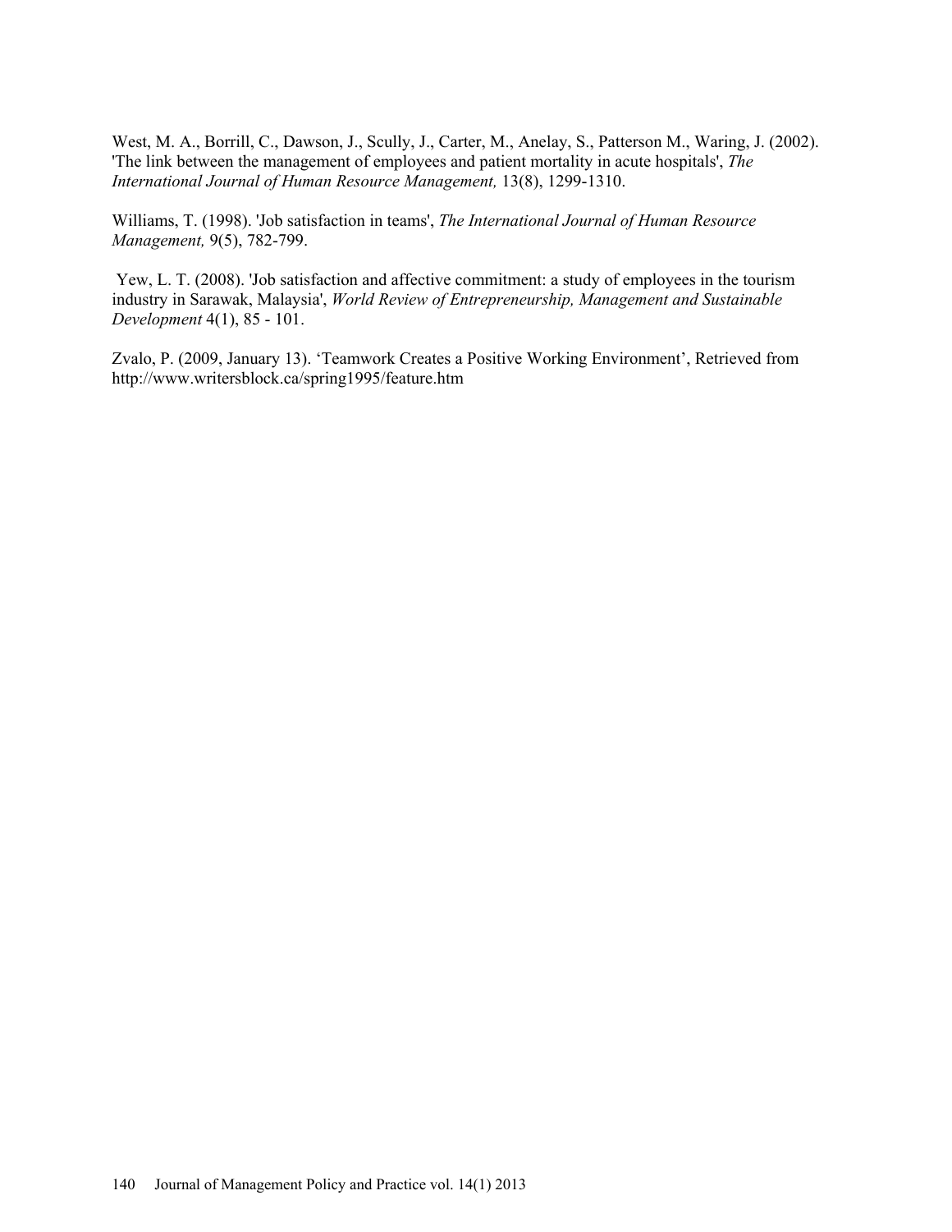West, M. A., Borrill, C., Dawson, J., Scully, J., Carter, M., Anelay, S., Patterson M., Waring, J. (2002). 'The link between the management of employees and patient mortality in acute hospitals', *The International Journal of Human Resource Management,* 13(8), 1299-1310.

Williams, T. (1998). 'Job satisfaction in teams', *The International Journal of Human Resource Management,* 9(5), 782-799.

Yew, L. T. (2008). 'Job satisfaction and affective commitment: a study of employees in the tourism industry in Sarawak, Malaysia', *World Review of Entrepreneurship, Management and Sustainable Development* 4(1), 85 - 101.

Zvalo, P. (2009, January 13). 'Teamwork Creates a Positive Working Environment', Retrieved from http://www.writersblock.ca/spring1995/feature.htm